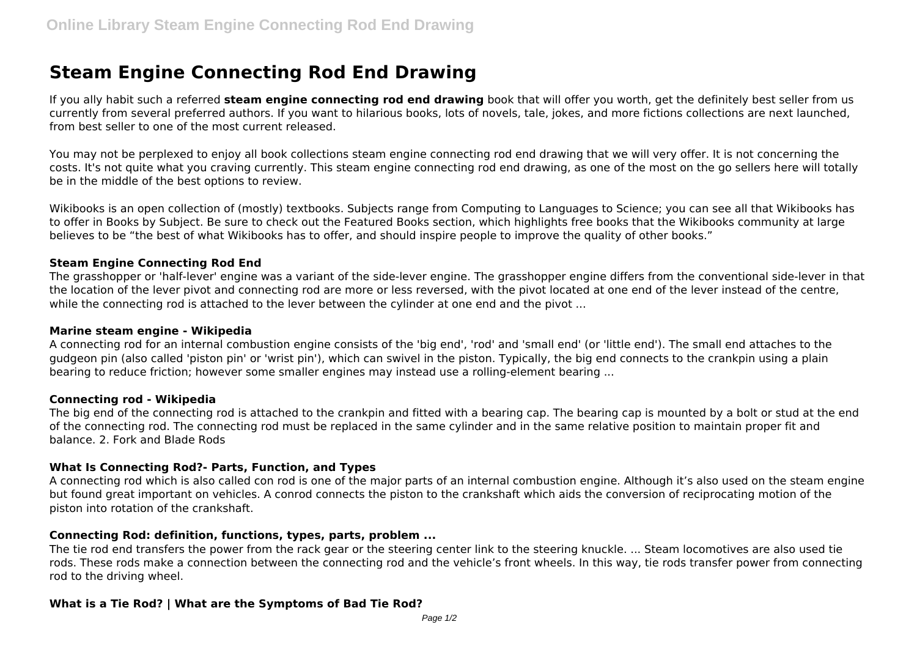# Steam Engine Connecting Rod End Drawing

If you ally habit such a referred **steam engine connecting rod end drawing** book that will offer you worth, get the definitely best seller from us currently from several preferred authors. If you want to hilarious books, lots of novels, tale, jokes, and more fictions collections are next launched, from best seller to one of the most current released.

You may not be perplexed to enjoy all book collections steam engine connecting rod end drawing that we will very offer. It is not concerning the costs. It's not quite what you craving currently. This steam engine connecting rod end drawing, as one of the most on the go sellers here will totally be in the middle of the best options to review.

Wikibooks is an open collection of (mostly) textbooks. Subjects range from Computing to Languages to Science; you can see all that Wikibooks has to offer in Books by Subject. Be sure to check out the Featured Books section, which highlights free books that the Wikibooks community at large believes to be "the best of what Wikibooks has to offer, and should inspire people to improve the quality of other books."

### Steam Engine Connecting Rod End

The grasshopper or 'half-lever' engine was a variant of the side-lever engine. The grasshopper engine differs from the conventional side-lever in that the location of the lever pivot and connecting rod are more or less reversed, with the pivot located at one end of the lever instead of the centre, while the connecting rod is attached to the lever between the cylinder at one end and the pivot ...

### Marine steam engine - Wikipedia

A connecting rod for an internal combustion engine consists of the 'big end', 'rod' and 'small end' (or 'little end'). The small end attaches to the gudgeon pin (also called 'piston pin' or 'wrist pin'), which can swivel in the piston. Typically, the big end connects to the crankpin using a plain bearing to reduce friction; however some smaller engines may instead use a rolling-element bearing ...

### Connecting rod - Wikipedia

The big end of the connecting rod is attached to the crankpin and fitted with a bearing cap. The bearing cap is mounted by a bolt or stud at the end of the connecting rod. The connecting rod must be replaced in the same cylinder and in the same relative position to maintain proper fit and balance. 2. Fork and Blade Rods

### What Is Connecting Rod?- Parts, Function, and Types

A connecting rod which is also called con rod is one of the major parts of an internal combustion engine. Although it's also used on the steam engine but found great important on vehicles. A conrod connects the piston to the crankshaft which aids the conversion of reciprocating motion of the piston into rotation of the crankshaft.

### Connecting Rod: definition, functions, types, parts, problem ...

The tie rod end transfers the power from the rack gear or the steering center link to the steering knuckle. ... Steam locomotives are also used tie rods. These rods make a connection between the connecting rod and the vehicle's front wheels. In this way, tie rods transfer power from connecting rod to the driving wheel.

### What is a Tie Rod? | What are the Symptoms of Bad Tie Rod?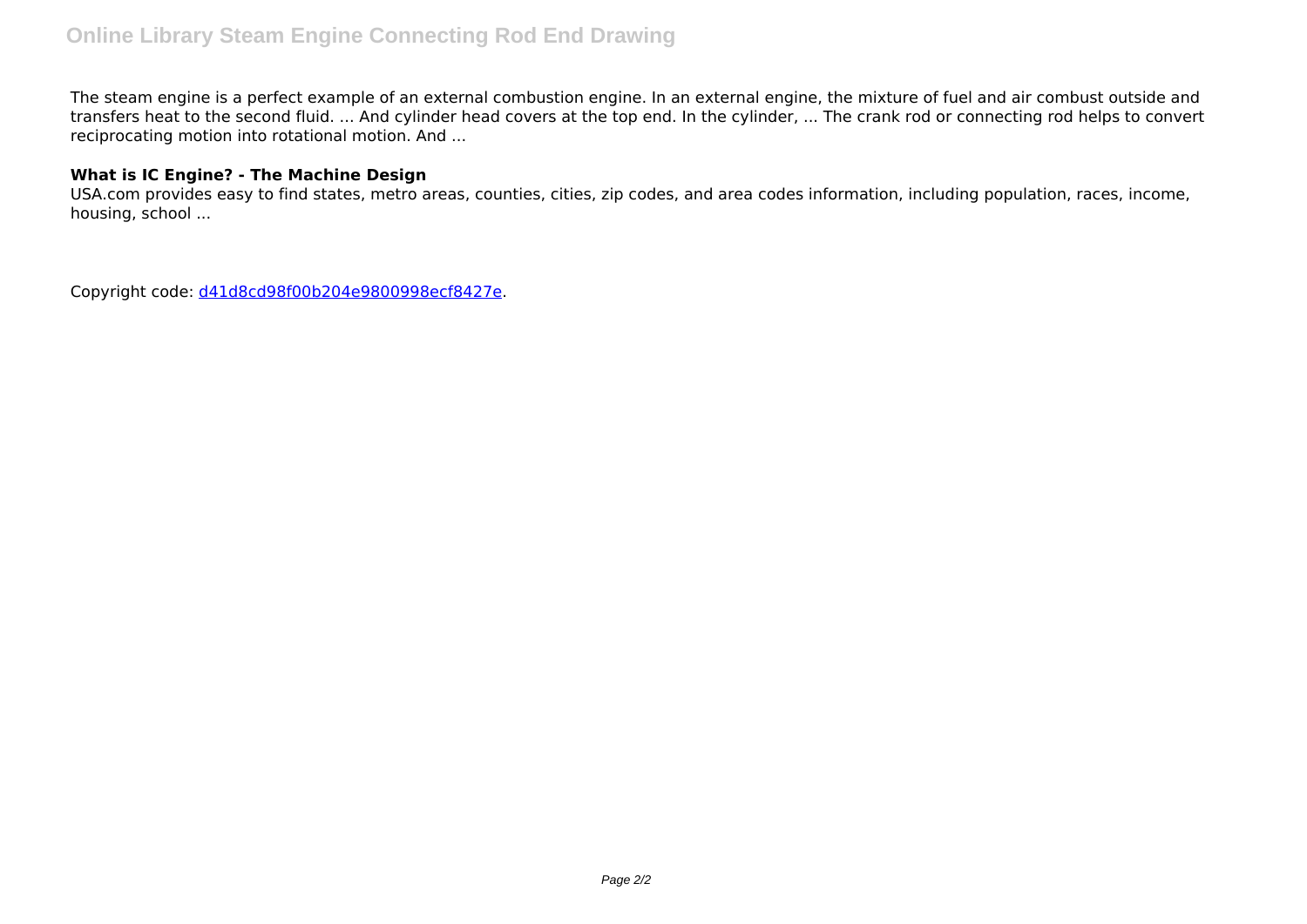The steam engine is a perfect example of an external combustion engine. In an external engine, the mixture of fuel and air combust outside and transfers heat to the second fluid. ... And cylinder head covers at the top end. In the cylinder, ... The crank rod or connecting rod helps to convert reciprocating motion into rotational motion. And ...

**What is IC Engine? - The Machine Design**

USA.com provides easy to find states, metro areas, counties, cities, zip codes, and area codes information, including population, races, income, housing, school ...

Copyright code: d41d8cd98f00b204e9800998ecf8427e.